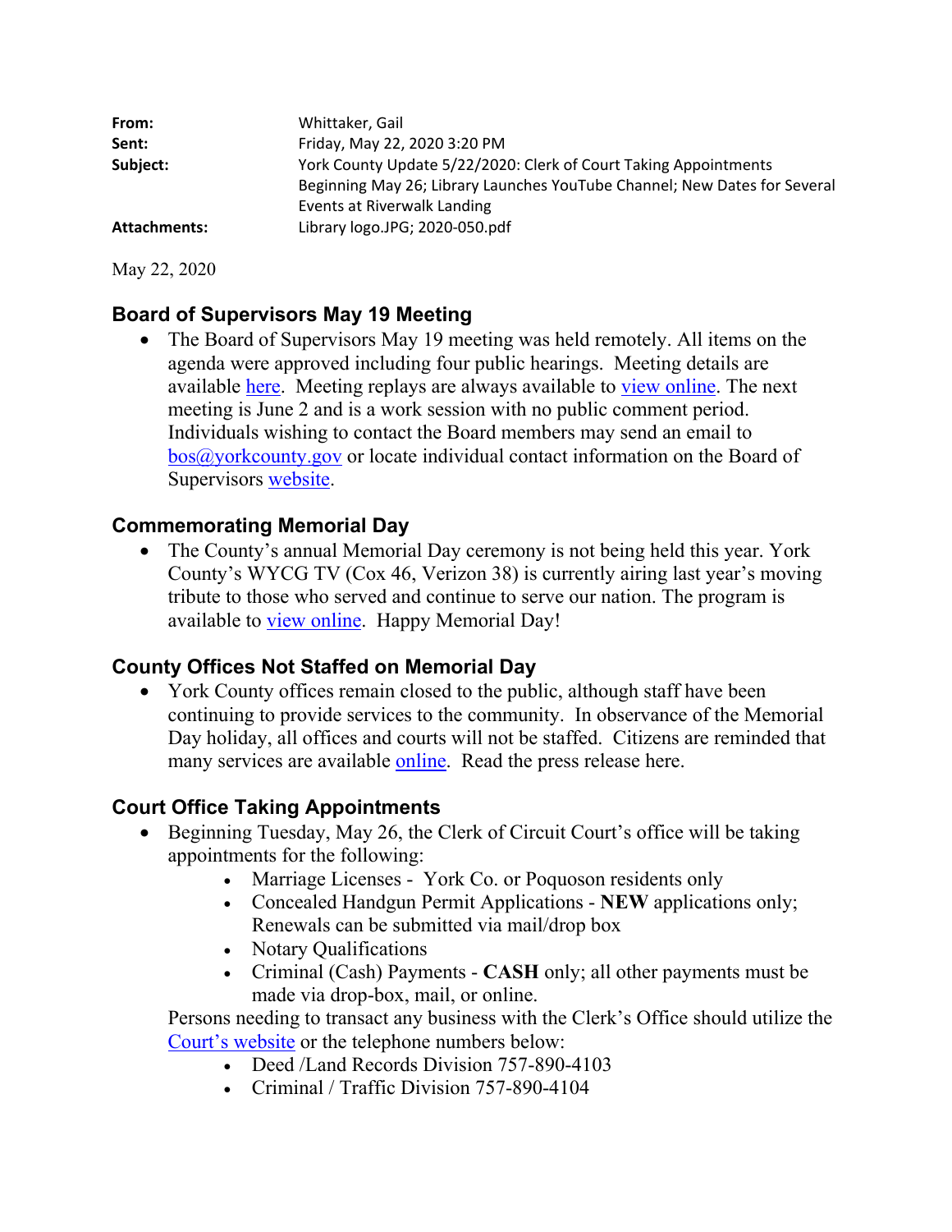| | |
|---|---|
| **From:** | Whittaker, Gail |
| **Sent:** | Friday, May 22, 2020 3:20 PM |
| **Subject:** | York County Update 5/22/2020: Clerk of Court Taking Appointments Beginning May 26; Library Launches YouTube Channel; New Dates for Several Events at Riverwalk Landing |
| **Attachments:** | Library logo.JPG; 2020-050.pdf |

May 22, 2020

### Board of Supervisors May 19 Meeting

- The Board of Supervisors May 19 meeting was held remotely. All items on the agenda were approved including four public hearings. Meeting details are available here. Meeting replays are always available to view online. The next meeting is June 2 and is a work session with no public comment period. Individuals wishing to contact the Board members may send an email to bos@yorkcounty.gov or locate individual contact information on the Board of Supervisors website.

### Commemorating Memorial Day

- The County's annual Memorial Day ceremony is not being held this year. York County's WYCG TV (Cox 46, Verizon 38) is currently airing last year's moving tribute to those who served and continue to serve our nation. The program is available to view online. Happy Memorial Day!

### County Offices Not Staffed on Memorial Day

- York County offices remain closed to the public, although staff have been continuing to provide services to the community. In observance of the Memorial Day holiday, all offices and courts will not be staffed. Citizens are reminded that many services are available online. Read the press release here.

### Court Office Taking Appointments

- Beginning Tuesday, May 26, the Clerk of Circuit Court's office will be taking appointments for the following:
  - Marriage Licenses - York Co. or Poquoson residents only
  - Concealed Handgun Permit Applications - **NEW** applications only; Renewals can be submitted via mail/drop box
  - Notary Qualifications
  - Criminal (Cash) Payments - **CASH** only; all other payments must be made via drop-box, mail, or online.

  Persons needing to transact any business with the Clerk's Office should utilize the Court's website or the telephone numbers below:
  - Deed /Land Records Division 757-890-4103
  - Criminal / Traffic Division 757-890-4104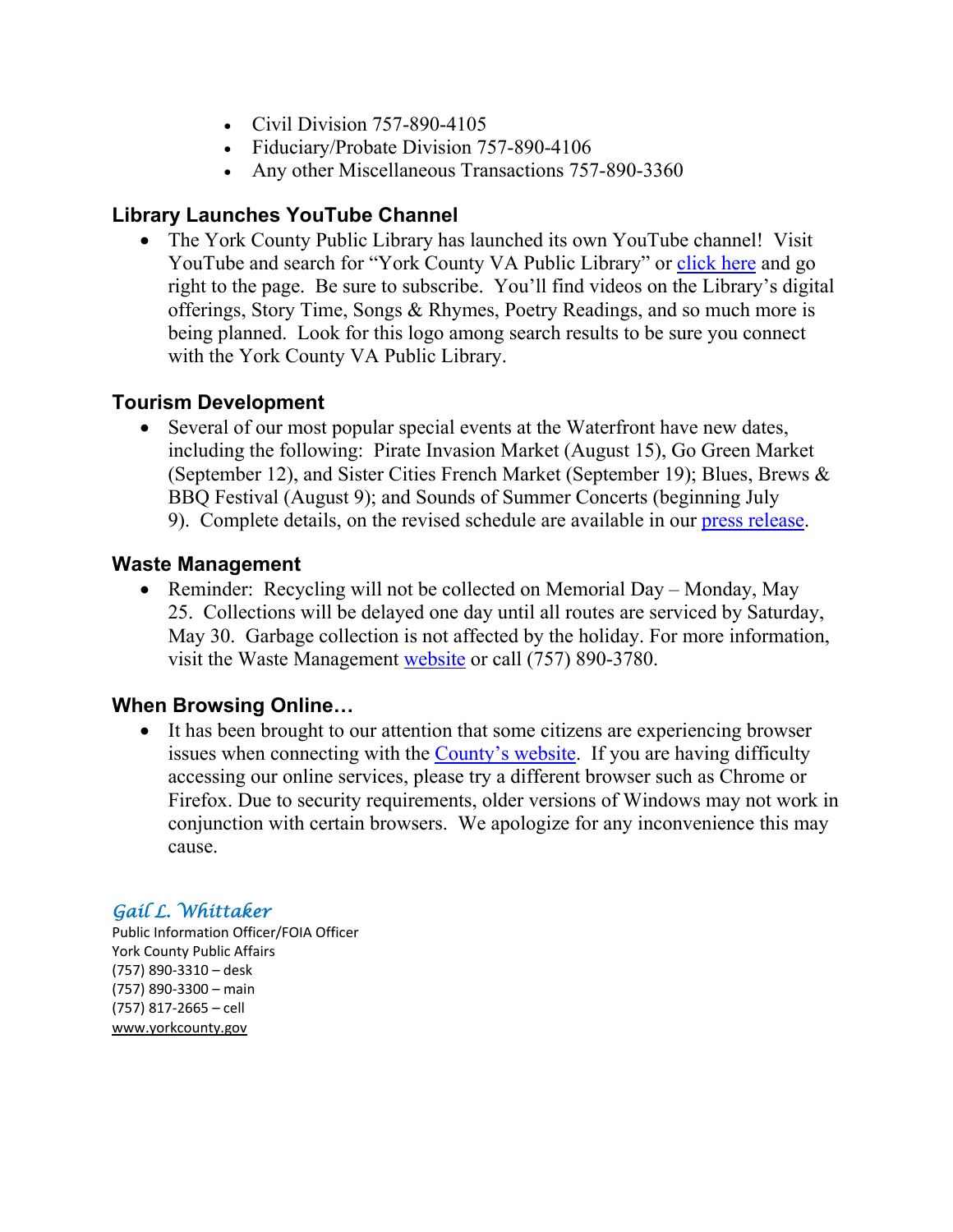- Civil Division 757-890-4105
- Fiduciary/Probate Division 757-890-4106
- Any other Miscellaneous Transactions 757-890-3360

## Library Launches YouTube Channel

- The York County Public Library has launched its own YouTube channel! Visit YouTube and search for "York County VA Public Library" or click here and go right to the page. Be sure to subscribe. You'll find videos on the Library's digital offerings, Story Time, Songs & Rhymes, Poetry Readings, and so much more is being planned. Look for this logo among search results to be sure you connect with the York County VA Public Library.

## Tourism Development

- Several of our most popular special events at the Waterfront have new dates, including the following: Pirate Invasion Market (August 15), Go Green Market (September 12), and Sister Cities French Market (September 19); Blues, Brews & BBQ Festival (August 9); and Sounds of Summer Concerts (beginning July 9). Complete details, on the revised schedule are available in our press release.

## Waste Management

- Reminder: Recycling will not be collected on Memorial Day – Monday, May 25. Collections will be delayed one day until all routes are serviced by Saturday, May 30. Garbage collection is not affected by the holiday. For more information, visit the Waste Management website or call (757) 890-3780.

## When Browsing Online…

- It has been brought to our attention that some citizens are experiencing browser issues when connecting with the County's website. If you are having difficulty accessing our online services, please try a different browser such as Chrome or Firefox. Due to security requirements, older versions of Windows may not work in conjunction with certain browsers. We apologize for any inconvenience this may cause.

*Gail L. Whittaker*
Public Information Officer/FOIA Officer
York County Public Affairs
(757) 890-3310 – desk
(757) 890-3300 – main
(757) 817-2665 – cell
www.yorkcounty.gov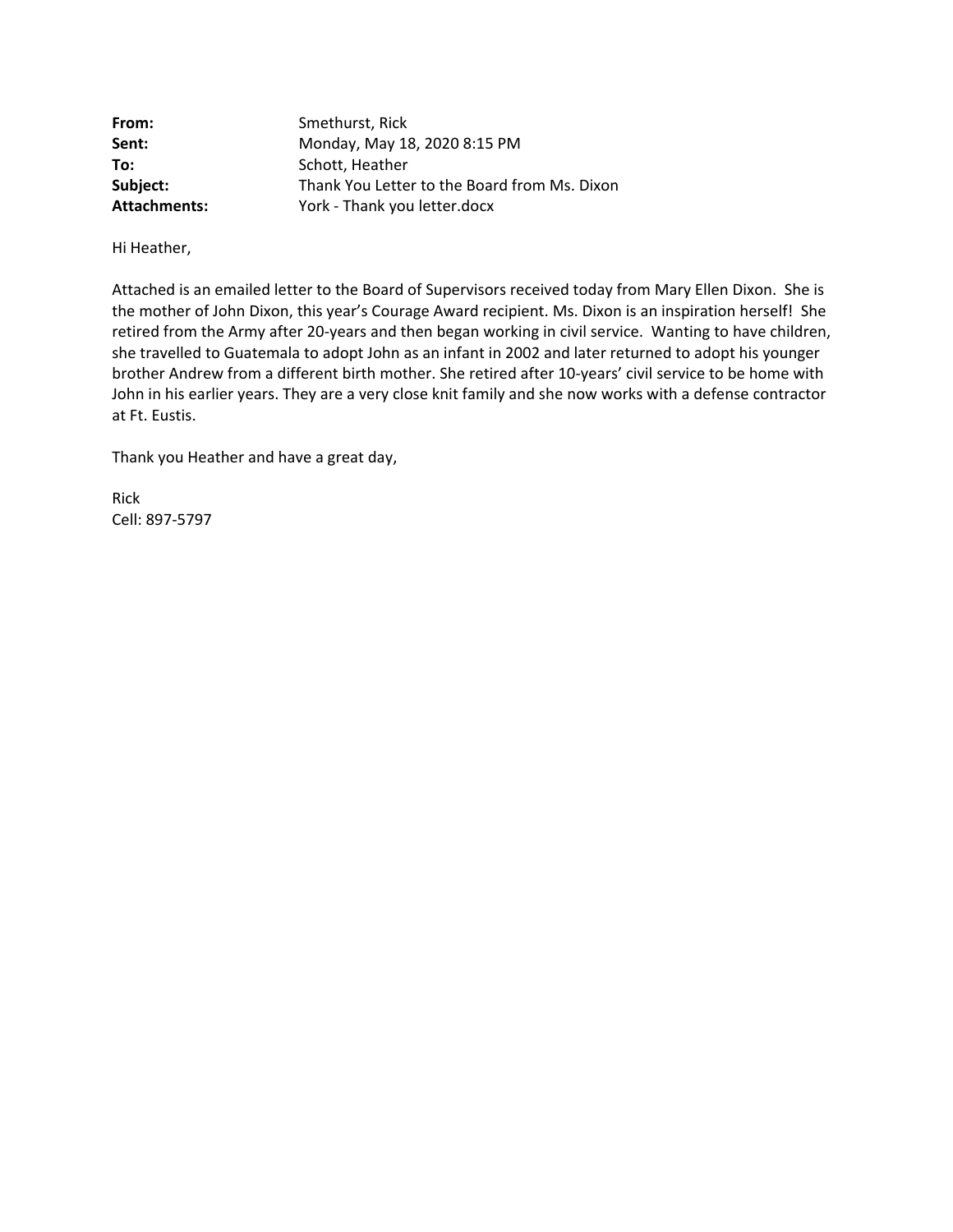| | |
|---|---|
| **From:** | Smethurst, Rick |
| **Sent:** | Monday, May 18, 2020 8:15 PM |
| **To:** | Schott, Heather |
| **Subject:** | Thank You Letter to the Board from Ms. Dixon |
| **Attachments:** | York - Thank you letter.docx |

Hi Heather,

Attached is an emailed letter to the Board of Supervisors received today from Mary Ellen Dixon. She is the mother of John Dixon, this year's Courage Award recipient. Ms. Dixon is an inspiration herself! She retired from the Army after 20-years and then began working in civil service. Wanting to have children, she travelled to Guatemala to adopt John as an infant in 2002 and later returned to adopt his younger brother Andrew from a different birth mother. She retired after 10-years' civil service to be home with John in his earlier years. They are a very close knit family and she now works with a defense contractor at Ft. Eustis.

Thank you Heather and have a great day,

Rick
Cell: 897-5797